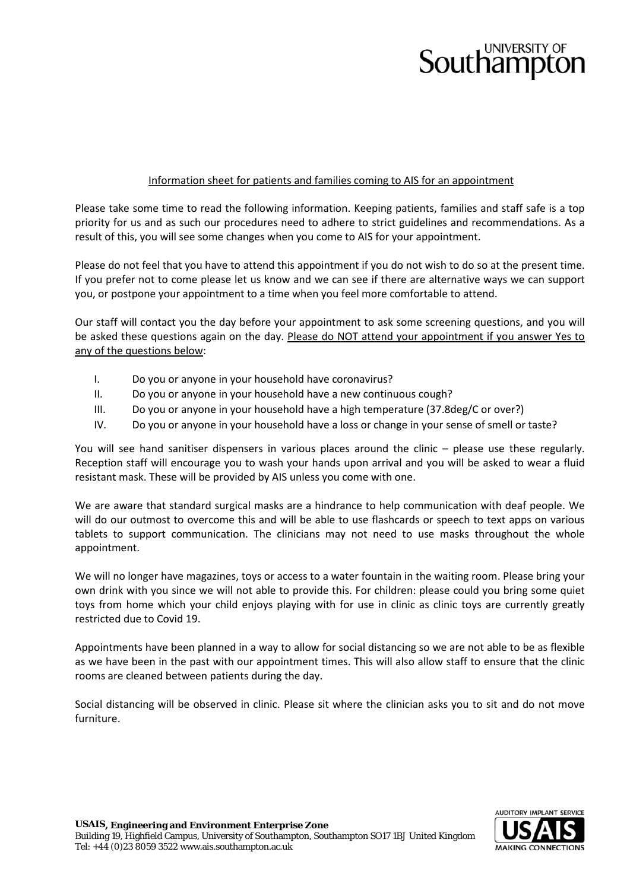# Information sheet for patients and families coming to AIS for an appointment

Please take some time to read the following information. Keeping patients, families and staff safe is a top priority for us and as such our procedures need to adhere to strict guidelines and recommendations. As a result of this, you will see some changes when you come to AIS for your appointment.

Please do not feel that you have to attend this appointment if you do not wish to do so at the present time. If you prefer not to come please let us know and we can see if there are alternative ways we can support you, or postpone your appointment to a time when you feel more comfortable to attend.

Our staff will contact you the day before your appointment to ask some screening questions, and you will be asked these questions again on the day. Please do NOT attend your appointment if you answer Yes to any of the questions below:

I. Do you or anyone in your household have coronavirus?
II. Do you or anyone in your household have a new continuous cough?
III. Do you or anyone in your household have a high temperature (37.8deg/C or over?)
IV. Do you or anyone in your household have a loss or change in your sense of smell or taste?

You will see hand sanitiser dispensers in various places around the clinic – please use these regularly. Reception staff will encourage you to wash your hands upon arrival and you will be asked to wear a fluid resistant mask. These will be provided by AIS unless you come with one.

We are aware that standard surgical masks are a hindrance to help communication with deaf people. We will do our outmost to overcome this and will be able to use flashcards or speech to text apps on various tablets to support communication. The clinicians may not need to use masks throughout the whole appointment.

We will no longer have magazines, toys or access to a water fountain in the waiting room. Please bring your own drink with you since we will not able to provide this. For children: please could you bring some quiet toys from home which your child enjoys playing with for use in clinic as clinic toys are currently greatly restricted due to Covid 19.

Appointments have been planned in a way to allow for social distancing so we are not able to be as flexible as we have been in the past with our appointment times. This will also allow staff to ensure that the clinic rooms are cleaned between patients during the day.

Social distancing will be observed in clinic. Please sit where the clinician asks you to sit and do not move furniture.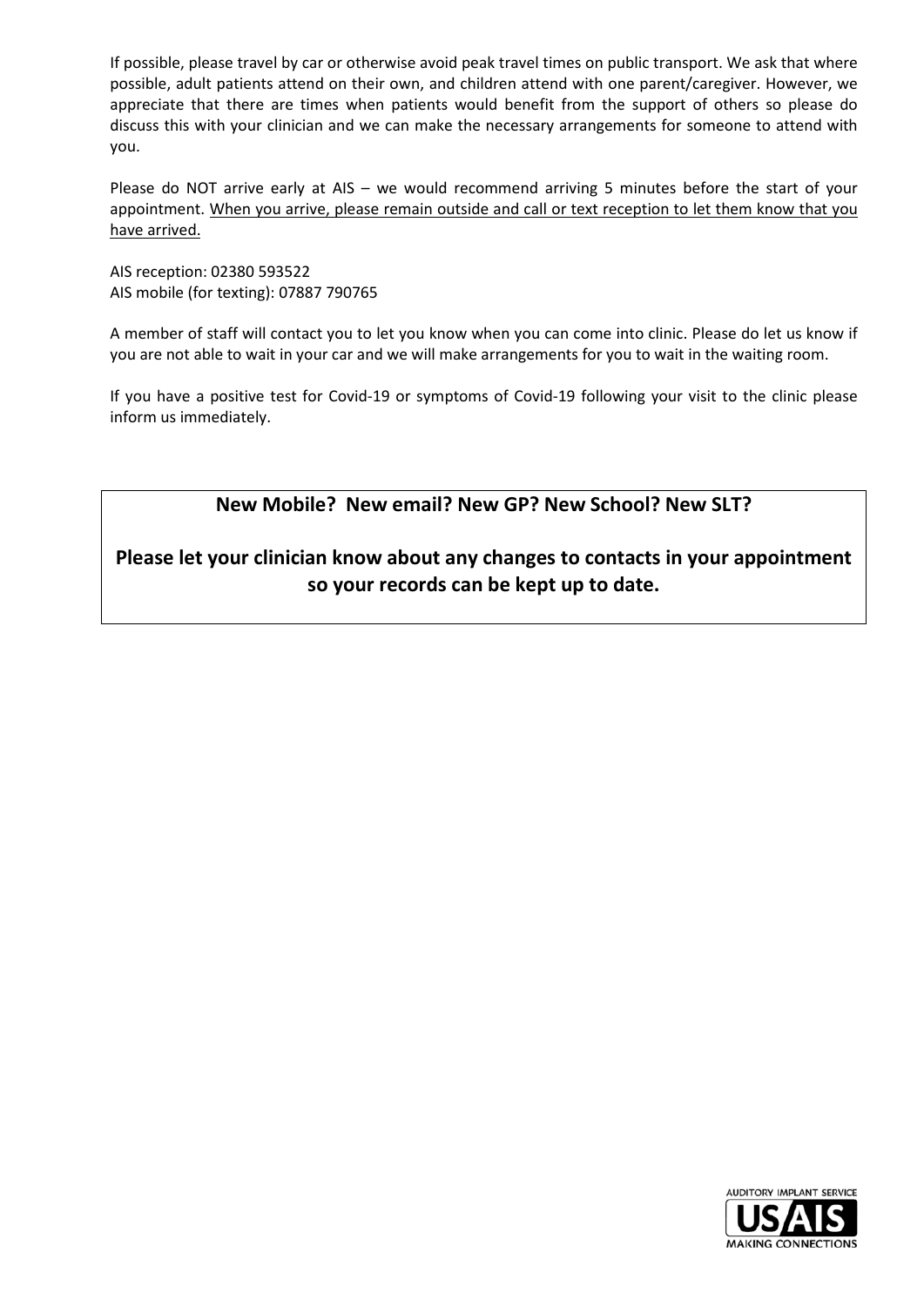If possible, please travel by car or otherwise avoid peak travel times on public transport. We ask that where possible, adult patients attend on their own, and children attend with one parent/caregiver. However, we appreciate that there are times when patients would benefit from the support of others so please do discuss this with your clinician and we can make the necessary arrangements for someone to attend with you.

Please do NOT arrive early at AIS – we would recommend arriving 5 minutes before the start of your appointment. When you arrive, please remain outside and call or text reception to let them know that you have arrived.

AIS reception: 02380 593522
AIS mobile (for texting): 07887 790765

A member of staff will contact you to let you know when you can come into clinic. Please do let us know if you are not able to wait in your car and we will make arrangements for you to wait in the waiting room.

If you have a positive test for Covid-19 or symptoms of Covid-19 following your visit to the clinic please inform us immediately.

**New Mobile? New email? New GP? New School? New SLT?**

**Please let your clinician know about any changes to contacts in your appointment so your records can be kept up to date.**

AUDITORY IMPLANT SERVICE
USAIS
MAKING CONNECTIONS